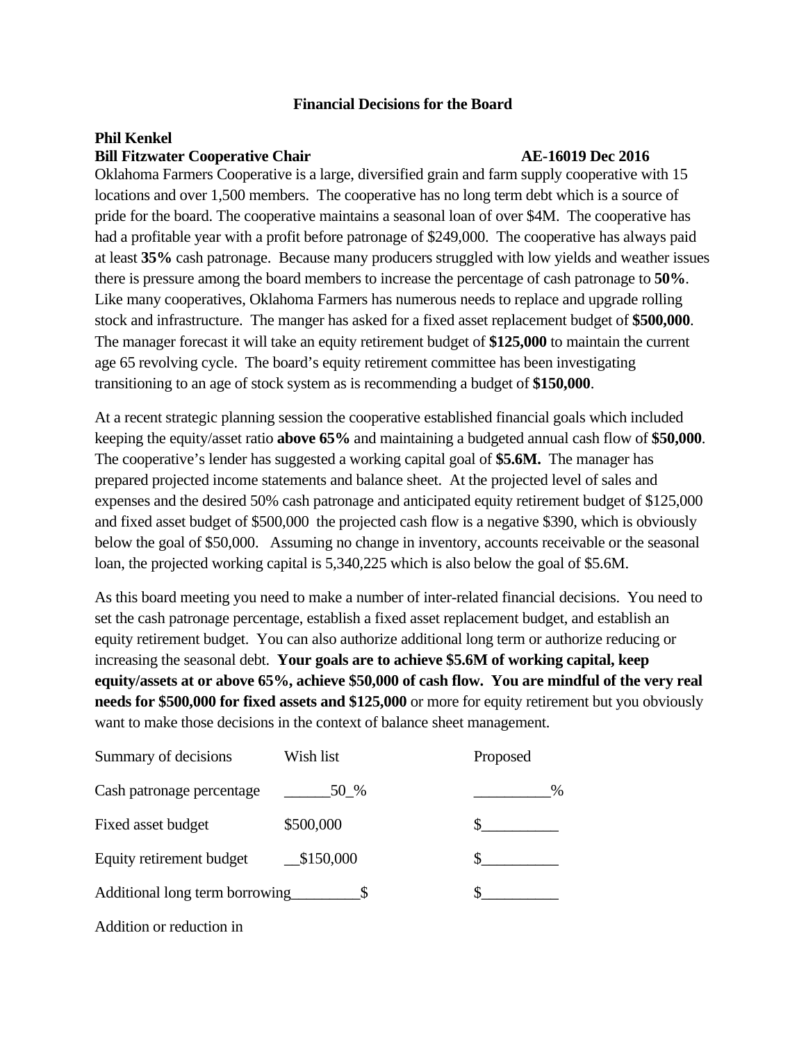# Financial Decisions for the Board

**Phil Kenkel**
**Bill Fitzwater Cooperative Chair** **AE-16019 Dec 2016**

Oklahoma Farmers Cooperative is a large, diversified grain and farm supply cooperative with 15 locations and over 1,500 members. The cooperative has no long term debt which is a source of pride for the board. The cooperative maintains a seasonal loan of over $4M. The cooperative has had a profitable year with a profit before patronage of $249,000. The cooperative has always paid at least **35%** cash patronage. Because many producers struggled with low yields and weather issues there is pressure among the board members to increase the percentage of cash patronage to **50%**. Like many cooperatives, Oklahoma Farmers has numerous needs to replace and upgrade rolling stock and infrastructure. The manger has asked for a fixed asset replacement budget of **$500,000**. The manager forecast it will take an equity retirement budget of **$125,000** to maintain the current age 65 revolving cycle. The board's equity retirement committee has been investigating transitioning to an age of stock system as is recommending a budget of **$150,000**.

At a recent strategic planning session the cooperative established financial goals which included keeping the equity/asset ratio **above 65%** and maintaining a budgeted annual cash flow of **$50,000**. The cooperative's lender has suggested a working capital goal of **$5.6M.** The manager has prepared projected income statements and balance sheet. At the projected level of sales and expenses and the desired 50% cash patronage and anticipated equity retirement budget of $125,000 and fixed asset budget of $500,000 the projected cash flow is a negative $390, which is obviously below the goal of $50,000. Assuming no change in inventory, accounts receivable or the seasonal loan, the projected working capital is 5,340,225 which is also below the goal of $5.6M.

As this board meeting you need to make a number of inter-related financial decisions. You need to set the cash patronage percentage, establish a fixed asset replacement budget, and establish an equity retirement budget. You can also authorize additional long term or authorize reducing or increasing the seasonal debt. **Your goals are to achieve $5.6M of working capital, keep equity/assets at or above 65%, achieve $50,000 of cash flow. You are mindful of the very real needs for $500,000 for fixed assets and $125,000** or more for equity retirement but you obviously want to make those decisions in the context of balance sheet management.

| Summary of decisions | Wish list | Proposed |
|---|---|---|
| Cash patronage percentage | ______50_% | __________% |
| Fixed asset budget | $500,000 | $__________ |
| Equity retirement budget | __$150,000 | $__________ |
| Additional long term borrowing | _________$ | $__________ |

Addition or reduction in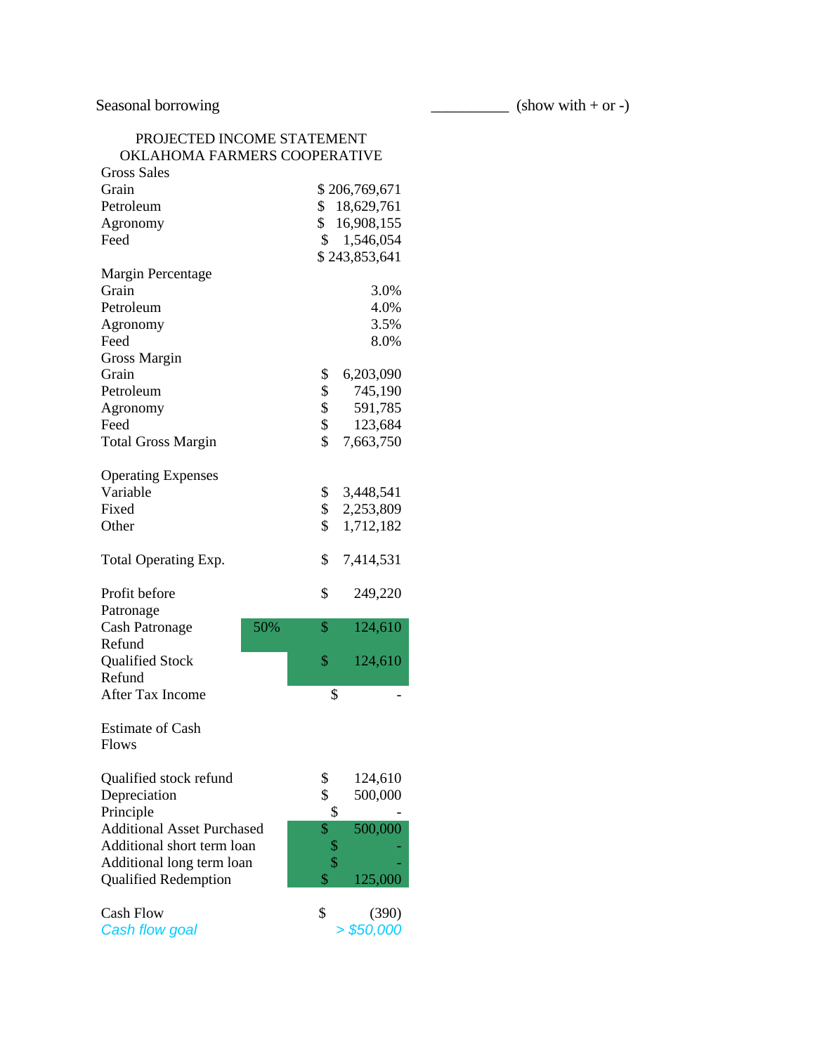Seasonal borrowing ___________ (show with + or -)

PROJECTED INCOME STATEMENT
OKLAHOMA FARMERS COOPERATIVE

| | | |
|---|---|---|
| **Gross Sales** | | |
| Grain | | $ 206,769,671 |
| Petroleum | | $ 18,629,761 |
| Agronomy | | $ 16,908,155 |
| Feed | | $ 1,546,054 |
| | | $ 243,853,641 |
| **Margin Percentage** | | |
| Grain | | 3.0% |
| Petroleum | | 4.0% |
| Agronomy | | 3.5% |
| Feed | | 8.0% |
| **Gross Margin** | | |
| Grain | | $ 6,203,090 |
| Petroleum | | $ 745,190 |
| Agronomy | | $ 591,785 |
| Feed | | $ 123,684 |
| Total Gross Margin | | $ 7,663,750 |
| | | |
| **Operating Expenses** | | |
| Variable | | $ 3,448,541 |
| Fixed | | $ 2,253,809 |
| Other | | $ 1,712,182 |
| | | |
| Total Operating Exp. | | $ 7,414,531 |
| | | |
| Profit before Patronage | | $ 249,220 |
| Cash Patronage Refund | 50% | $ 124,610 |
| Qualified Stock Refund | | $ 124,610 |
| After Tax Income | | $ - |
| | | |
| **Estimate of Cash Flows** | | |
| | | |
| Qualified stock refund | | $ 124,610 |
| Depreciation | | $ 500,000 |
| Principle | | $ - |
| Additional Asset Purchased | | $ 500,000 |
| Additional short term loan | | $ - |
| Additional long term loan | | $ - |
| Qualified Redemption | | $ 125,000 |
| | | |
| Cash Flow | | $ (390) |
| *Cash flow goal* | | *> $50,000* |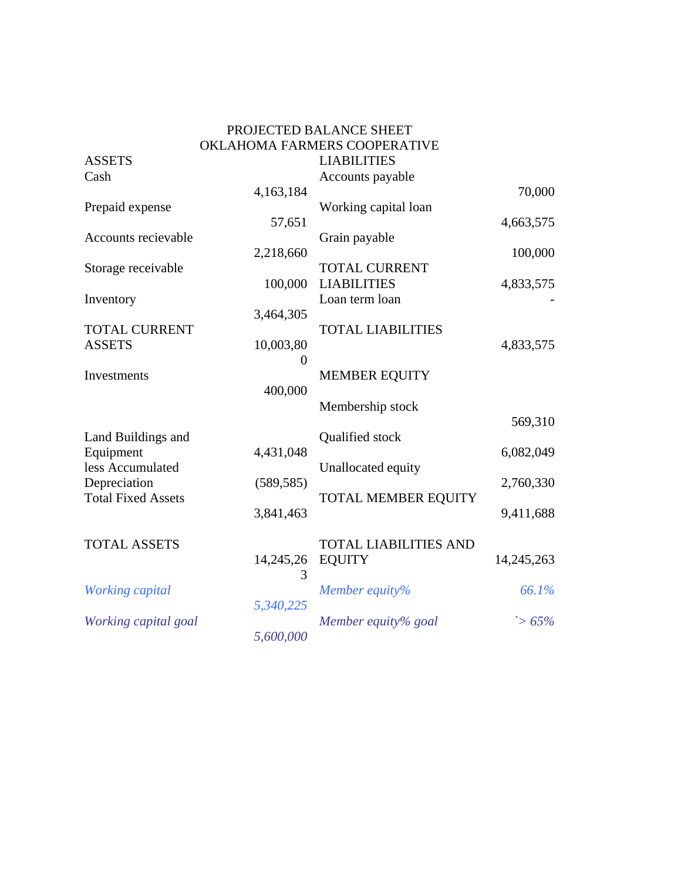# PROJECTED BALANCE SHEET
## OKLAHOMA FARMERS COOPERATIVE

| | | | |
|---|---|---|---|
| ASSETS | | LIABILITIES | |
| Cash | 4,163,184 | Accounts payable | 70,000 |
| Prepaid expense | 57,651 | Working capital loan | 4,663,575 |
| Accounts recievable | 2,218,660 | Grain payable | 100,000 |
| Storage receivable | 100,000 | TOTAL CURRENT LIABILITIES | 4,833,575 |
| Inventory | 3,464,305 | Loan term loan | - |
| TOTAL CURRENT ASSETS | 10,003,800 | TOTAL LIABILITIES | 4,833,575 |
| Investments | 400,000 | MEMBER EQUITY | |
| | | Membership stock | 569,310 |
| Land Buildings and Equipment | 4,431,048 | Qualified stock | 6,082,049 |
| less Accumulated Depreciation | (589,585) | Unallocated equity | 2,760,330 |
| Total Fixed Assets | 3,841,463 | TOTAL MEMBER EQUITY | 9,411,688 |
| TOTAL ASSETS | 14,245,263 | TOTAL LIABILITIES AND EQUITY | 14,245,263 |
| *Working capital* | *5,340,225* | *Member equity%* | *66.1%* |
| *Working capital goal* | *5,600,000* | *Member equity% goal* | *`> 65%* |